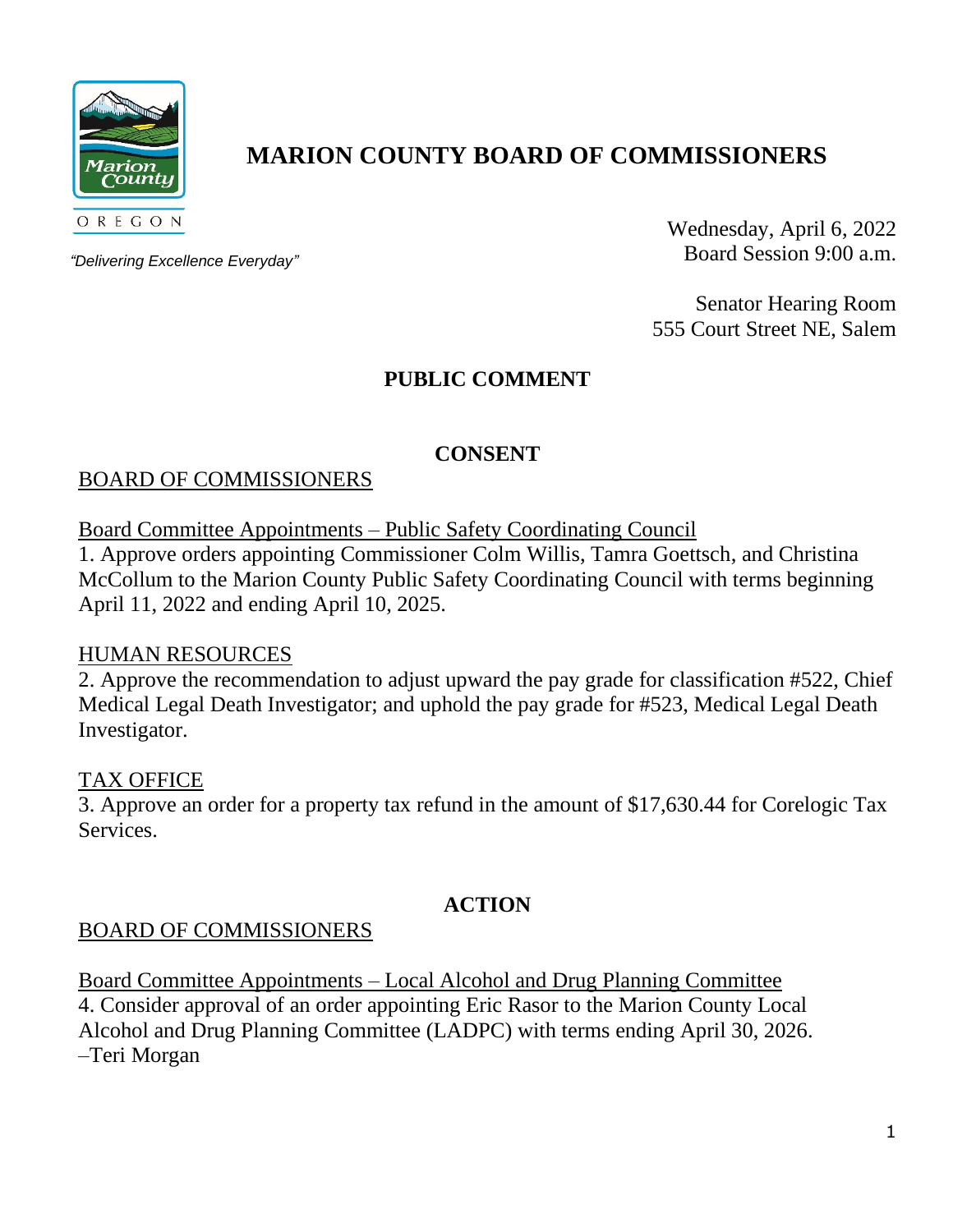# MARION COUNTY BOARD OF COMMISSIONERS

OREGON

*"Delivering Excellence Everyday"*

Wednesday, April 6, 2022
Board Session 9:00 a.m.

Senator Hearing Room
555 Court Street NE, Salem

## PUBLIC COMMENT

## CONSENT

BOARD OF COMMISSIONERS

Board Committee Appointments – Public Safety Coordinating Council

1. Approve orders appointing Commissioner Colm Willis, Tamra Goettsch, and Christina McCollum to the Marion County Public Safety Coordinating Council with terms beginning April 11, 2022 and ending April 10, 2025.

HUMAN RESOURCES

2. Approve the recommendation to adjust upward the pay grade for classification #522, Chief Medical Legal Death Investigator; and uphold the pay grade for #523, Medical Legal Death Investigator.

TAX OFFICE

3. Approve an order for a property tax refund in the amount of $17,630.44 for Corelogic Tax Services.

## ACTION

BOARD OF COMMISSIONERS

Board Committee Appointments – Local Alcohol and Drug Planning Committee

4. Consider approval of an order appointing Eric Rasor to the Marion County Local Alcohol and Drug Planning Committee (LADPC) with terms ending April 30, 2026. –Teri Morgan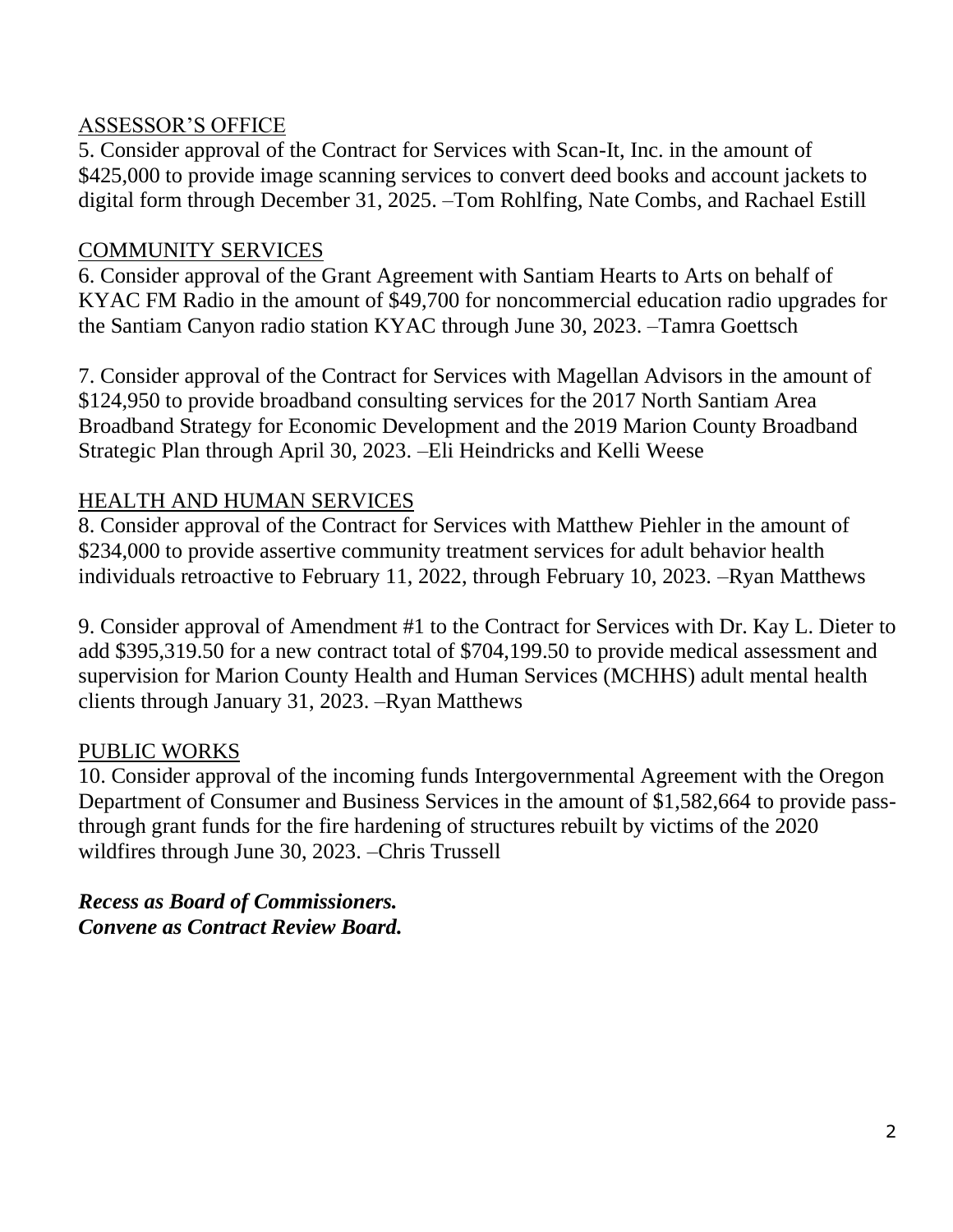ASSESSOR'S OFFICE

5. Consider approval of the Contract for Services with Scan-It, Inc. in the amount of $425,000 to provide image scanning services to convert deed books and account jackets to digital form through December 31, 2025. –Tom Rohlfing, Nate Combs, and Rachael Estill

COMMUNITY SERVICES

6. Consider approval of the Grant Agreement with Santiam Hearts to Arts on behalf of KYAC FM Radio in the amount of $49,700 for noncommercial education radio upgrades for the Santiam Canyon radio station KYAC through June 30, 2023. –Tamra Goettsch

7. Consider approval of the Contract for Services with Magellan Advisors in the amount of $124,950 to provide broadband consulting services for the 2017 North Santiam Area Broadband Strategy for Economic Development and the 2019 Marion County Broadband Strategic Plan through April 30, 2023. –Eli Heindricks and Kelli Weese

HEALTH AND HUMAN SERVICES

8. Consider approval of the Contract for Services with Matthew Piehler in the amount of $234,000 to provide assertive community treatment services for adult behavior health individuals retroactive to February 11, 2022, through February 10, 2023. –Ryan Matthews

9. Consider approval of Amendment #1 to the Contract for Services with Dr. Kay L. Dieter to add $395,319.50 for a new contract total of $704,199.50 to provide medical assessment and supervision for Marion County Health and Human Services (MCHHS) adult mental health clients through January 31, 2023. –Ryan Matthews

PUBLIC WORKS

10. Consider approval of the incoming funds Intergovernmental Agreement with the Oregon Department of Consumer and Business Services in the amount of $1,582,664 to provide pass-through grant funds for the fire hardening of structures rebuilt by victims of the 2020 wildfires through June 30, 2023. –Chris Trussell

***Recess as Board of Commissioners.***
***Convene as Contract Review Board.***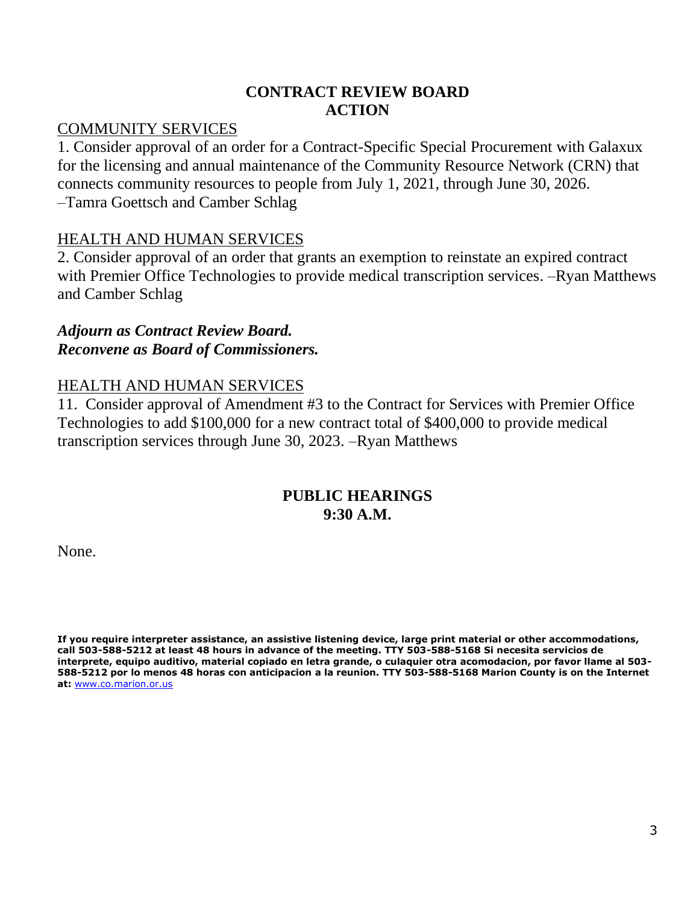## CONTRACT REVIEW BOARD ACTION

COMMUNITY SERVICES

1. Consider approval of an order for a Contract-Specific Special Procurement with Galaxux for the licensing and annual maintenance of the Community Resource Network (CRN) that connects community resources to people from July 1, 2021, through June 30, 2026. –Tamra Goettsch and Camber Schlag

HEALTH AND HUMAN SERVICES

2. Consider approval of an order that grants an exemption to reinstate an expired contract with Premier Office Technologies to provide medical transcription services. –Ryan Matthews and Camber Schlag

***Adjourn as Contract Review Board.***
***Reconvene as Board of Commissioners.***

HEALTH AND HUMAN SERVICES

11. Consider approval of Amendment #3 to the Contract for Services with Premier Office Technologies to add $100,000 for a new contract total of $400,000 to provide medical transcription services through June 30, 2023. –Ryan Matthews

## PUBLIC HEARINGS 9:30 A.M.

None.

**If you require interpreter assistance, an assistive listening device, large print material or other accommodations, call 503-588-5212 at least 48 hours in advance of the meeting. TTY 503-588-5168 Si necesita servicios de interprete, equipo auditivo, material copiado en letra grande, o culaquier otra acomodacion, por favor llame al 503-588-5212 por lo menos 48 horas con anticipacion a la reunion. TTY 503-588-5168 Marion County is on the Internet at:** www.co.marion.or.us